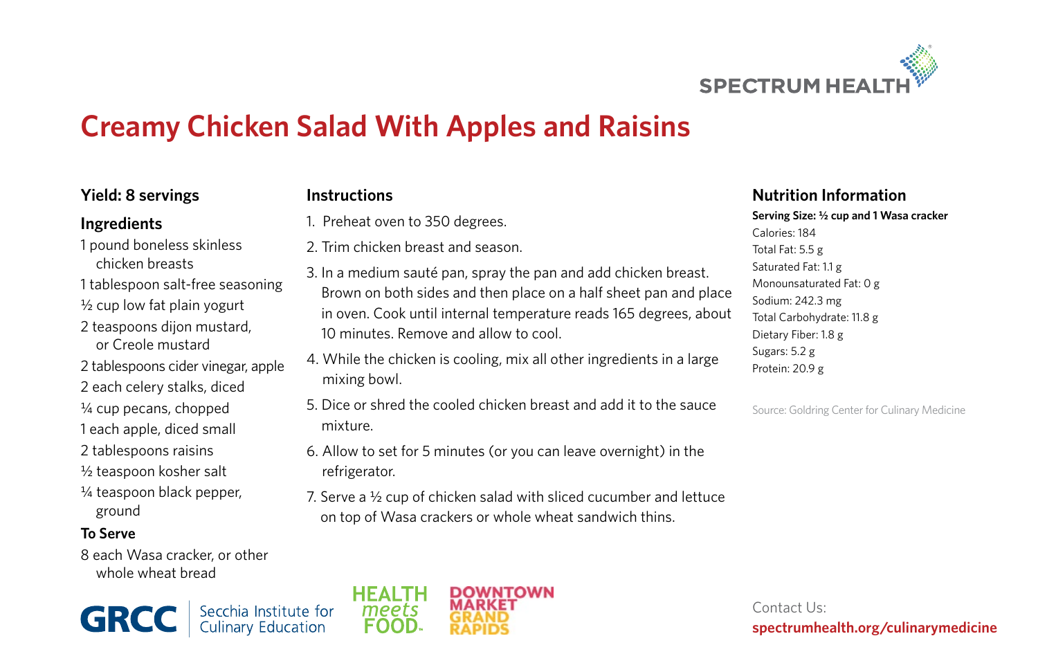SPECTRUM HEALTH

# Creamy Chicken Salad With Apples and Raisins

### Yield: 8 servings

### Ingredients

- 1 pound boneless skinless chicken breasts
- 1 tablespoon salt-free seasoning
- ½ cup low fat plain yogurt
- 2 teaspoons dijon mustard, or Creole mustard
- 2 tablespoons cider vinegar, apple
- 2 each celery stalks, diced
- ¼ cup pecans, chopped
- 1 each apple, diced small
- 2 tablespoons raisins
- ½ teaspoon kosher salt
- ¼ teaspoon black pepper, ground

**To Serve**

- 8 each Wasa cracker, or other whole wheat bread

### Instructions

1. Preheat oven to 350 degrees.
2. Trim chicken breast and season.
3. In a medium sauté pan, spray the pan and add chicken breast. Brown on both sides and then place on a half sheet pan and place in oven. Cook until internal temperature reads 165 degrees, about 10 minutes. Remove and allow to cool.
4. While the chicken is cooling, mix all other ingredients in a large mixing bowl.
5. Dice or shred the cooled chicken breast and add it to the sauce mixture.
6. Allow to set for 5 minutes (or you can leave overnight) in the refrigerator.
7. Serve a ½ cup of chicken salad with sliced cucumber and lettuce on top of Wasa crackers or whole wheat sandwich thins.

### Nutrition Information

**Serving Size: ½ cup and 1 Wasa cracker**

Calories: 184
Total Fat: 5.5 g
Saturated Fat: 1.1 g
Monounsaturated Fat: 0 g
Sodium: 242.3 mg
Total Carbohydrate: 11.8 g
Dietary Fiber: 1.8 g
Sugars: 5.2 g
Protein: 20.9 g

Source: Goldring Center for Culinary Medicine

GRCC | Secchia Institute for Culinary Education

HEALTH meets FOOD

DOWNTOWN MARKET GRAND RAPIDS

Contact Us:
**spectrumhealth.org/culinarymedicine**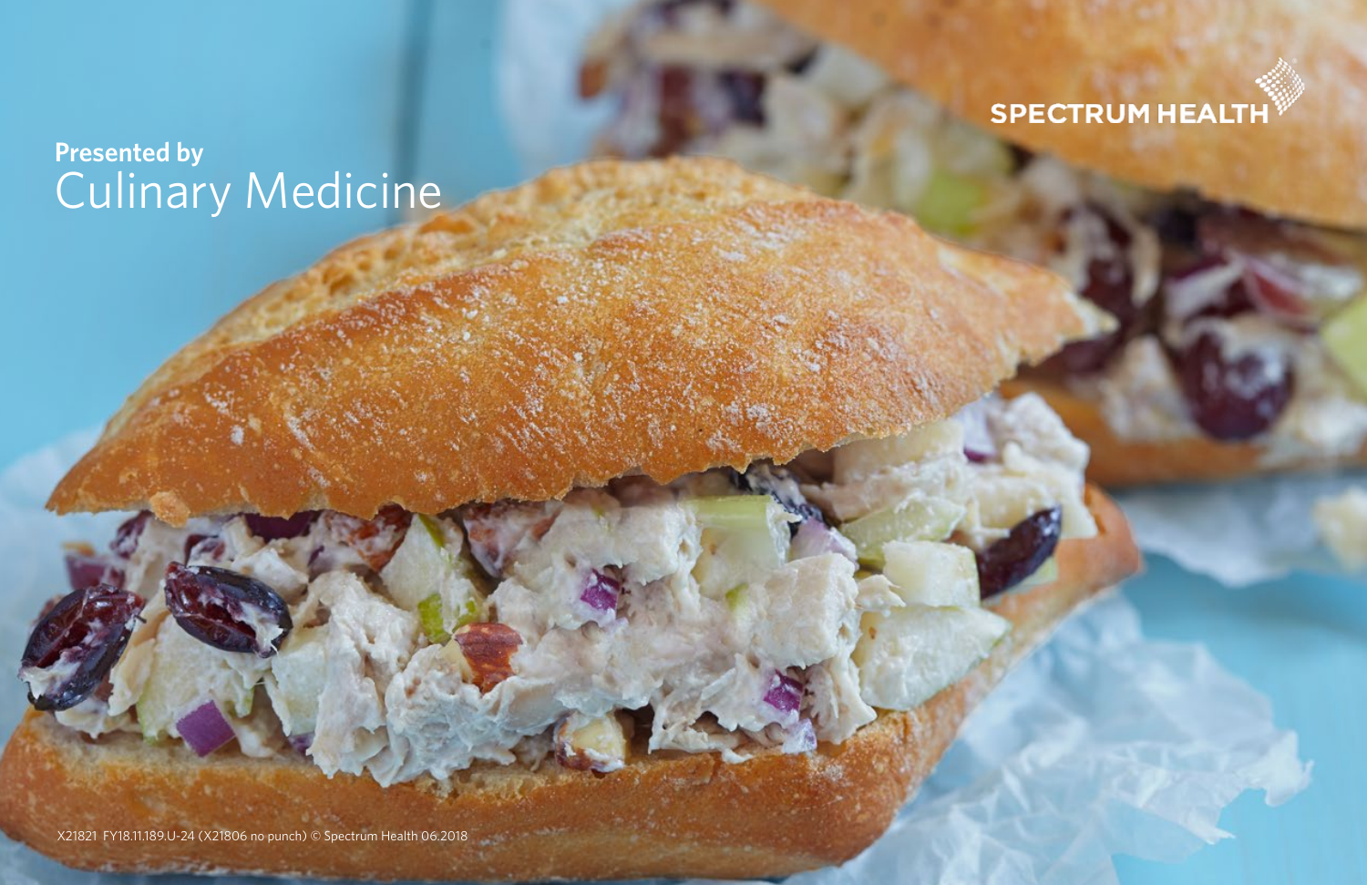Presented by
Culinary Medicine

SPECTRUM HEALTH

X21821 FY18.11.189.U-24 (X21806 no punch) © Spectrum Health 06.2018